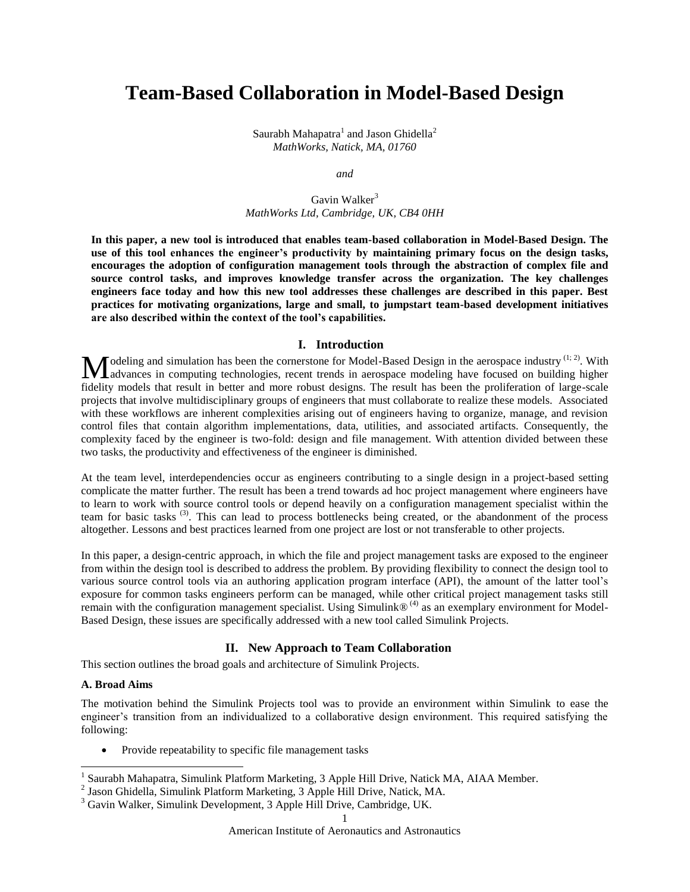# Team-Based Collaboration in Model-Based Design

Saurabh Mahapatra[1] and Jason Ghidella[2]
*MathWorks, Natick, MA, 01760*

*and*

Gavin Walker[3]
*MathWorks Ltd, Cambridge, UK, CB4 0HH*

**In this paper, a new tool is introduced that enables team-based collaboration in Model-Based Design. The use of this tool enhances the engineer's productivity by maintaining primary focus on the design tasks, encourages the adoption of configuration management tools through the abstraction of complex file and source control tasks, and improves knowledge transfer across the organization. The key challenges engineers face today and how this new tool addresses these challenges are described in this paper. Best practices for motivating organizations, large and small, to jumpstart team-based development initiatives are also described within the context of the tool's capabilities.**

## I. Introduction

Modeling and simulation has been the cornerstone for Model-Based Design in the aerospace industry [1; 2]. With advances in computing technologies, recent trends in aerospace modeling have focused on building higher fidelity models that result in better and more robust designs. The result has been the proliferation of large-scale projects that involve multidisciplinary groups of engineers that must collaborate to realize these models. Associated with these workflows are inherent complexities arising out of engineers having to organize, manage, and revision control files that contain algorithm implementations, data, utilities, and associated artifacts. Consequently, the complexity faced by the engineer is two-fold: design and file management. With attention divided between these two tasks, the productivity and effectiveness of the engineer is diminished.

At the team level, interdependencies occur as engineers contributing to a single design in a project-based setting complicate the matter further. The result has been a trend towards ad hoc project management where engineers have to learn to work with source control tools or depend heavily on a configuration management specialist within the team for basic tasks [3]. This can lead to process bottlenecks being created, or the abandonment of the process altogether. Lessons and best practices learned from one project are lost or not transferable to other projects.

In this paper, a design-centric approach, in which the file and project management tasks are exposed to the engineer from within the design tool is described to address the problem. By providing flexibility to connect the design tool to various source control tools via an authoring application program interface (API), the amount of the latter tool's exposure for common tasks engineers perform can be managed, while other critical project management tasks still remain with the configuration management specialist. Using Simulink® [4] as an exemplary environment for Model-Based Design, these issues are specifically addressed with a new tool called Simulink Projects.

## II. New Approach to Team Collaboration

This section outlines the broad goals and architecture of Simulink Projects.

### A. Broad Aims

The motivation behind the Simulink Projects tool was to provide an environment within Simulink to ease the engineer's transition from an individualized to a collaborative design environment. This required satisfying the following:

- Provide repeatability to specific file management tasks

---

[1] Saurabh Mahapatra, Simulink Platform Marketing, 3 Apple Hill Drive, Natick MA, AIAA Member.

[2] Jason Ghidella, Simulink Platform Marketing, 3 Apple Hill Drive, Natick, MA.

[3] Gavin Walker, Simulink Development, 3 Apple Hill Drive, Cambridge, UK.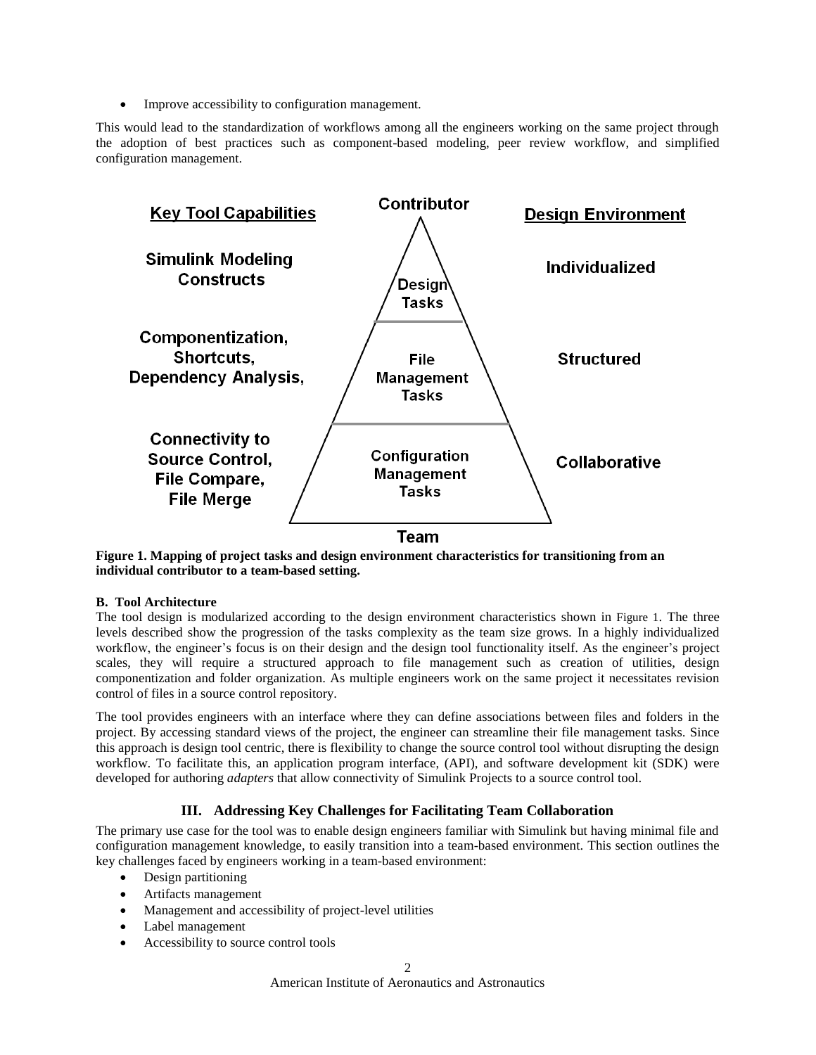- Improve accessibility to configuration management.

This would lead to the standardization of workflows among all the engineers working on the same project through the adoption of best practices such as component-based modeling, peer review workflow, and simplified configuration management.

**Figure 1. Mapping of project tasks and design environment characteristics for transitioning from an individual contributor to a team-based setting.**

#### B. Tool Architecture

The tool design is modularized according to the design environment characteristics shown in Figure 1. The three levels described show the progression of the tasks complexity as the team size grows. In a highly individualized workflow, the engineer's focus is on their design and the design tool functionality itself. As the engineer's project scales, they will require a structured approach to file management such as creation of utilities, design componentization and folder organization. As multiple engineers work on the same project it necessitates revision control of files in a source control repository.

The tool provides engineers with an interface where they can define associations between files and folders in the project. By accessing standard views of the project, the engineer can streamline their file management tasks. Since this approach is design tool centric, there is flexibility to change the source control tool without disrupting the design workflow. To facilitate this, an application program interface, (API), and software development kit (SDK) were developed for authoring *adapters* that allow connectivity of Simulink Projects to a source control tool.

## III. Addressing Key Challenges for Facilitating Team Collaboration

The primary use case for the tool was to enable design engineers familiar with Simulink but having minimal file and configuration management knowledge, to easily transition into a team-based environment. This section outlines the key challenges faced by engineers working in a team-based environment:

- Design partitioning
- Artifacts management
- Management and accessibility of project-level utilities
- Label management
- Accessibility to source control tools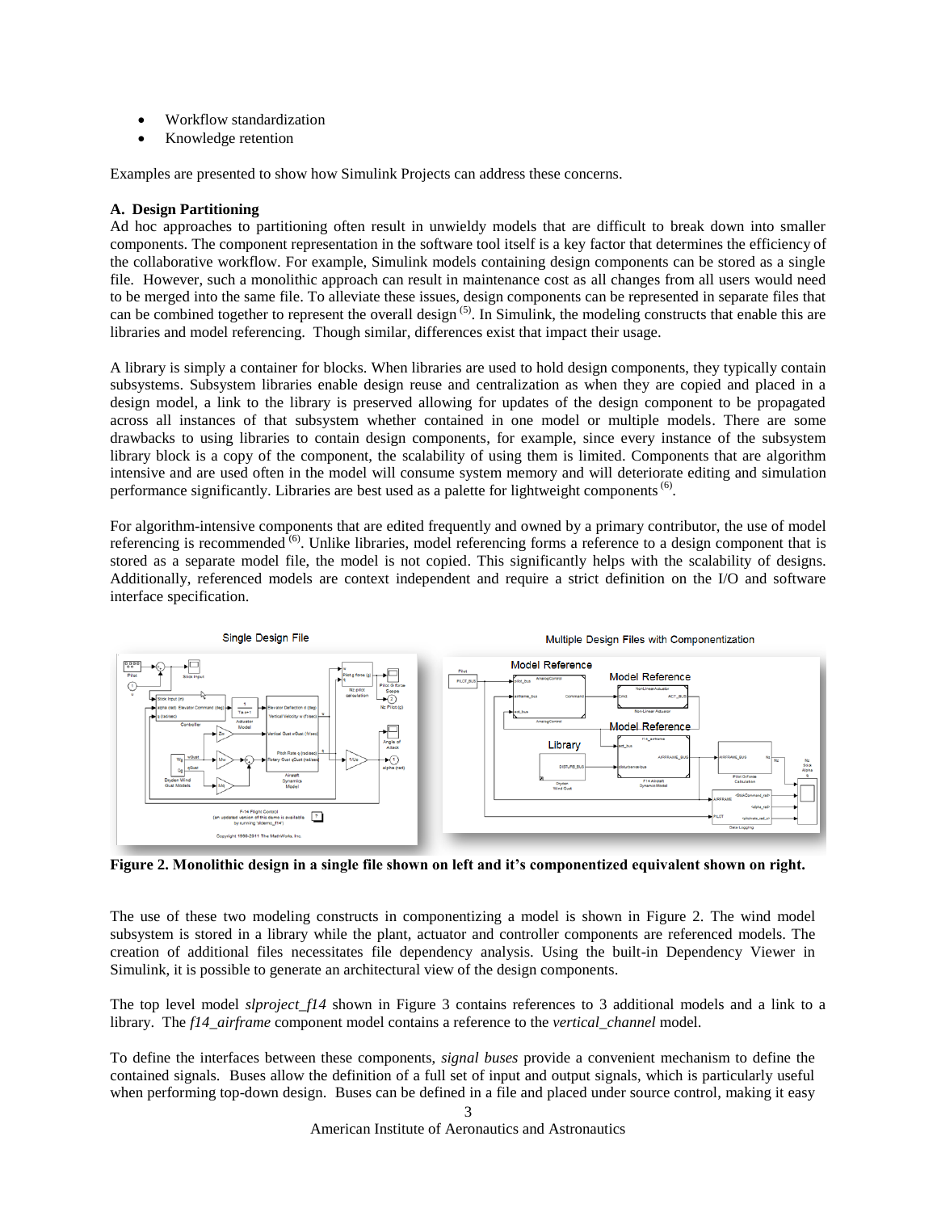- Workflow standardization
- Knowledge retention

Examples are presented to show how Simulink Projects can address these concerns.

### A. Design Partitioning

Ad hoc approaches to partitioning often result in unwieldy models that are difficult to break down into smaller components. The component representation in the software tool itself is a key factor that determines the efficiency of the collaborative workflow. For example, Simulink models containing design components can be stored as a single file. However, such a monolithic approach can result in maintenance cost as all changes from all users would need to be merged into the same file. To alleviate these issues, design components can be represented in separate files that can be combined together to represent the overall design [(5)]. In Simulink, the modeling constructs that enable this are libraries and model referencing. Though similar, differences exist that impact their usage.

A library is simply a container for blocks. When libraries are used to hold design components, they typically contain subsystems. Subsystem libraries enable design reuse and centralization as when they are copied and placed in a design model, a link to the library is preserved allowing for updates of the design component to be propagated across all instances of that subsystem whether contained in one model or multiple models. There are some drawbacks to using libraries to contain design components, for example, since every instance of the subsystem library block is a copy of the component, the scalability of using them is limited. Components that are algorithm intensive and are used often in the model will consume system memory and will deteriorate editing and simulation performance significantly. Libraries are best used as a palette for lightweight components [(6)].

For algorithm-intensive components that are edited frequently and owned by a primary contributor, the use of model referencing is recommended [(6)]. Unlike libraries, model referencing forms a reference to a design component that is stored as a separate model file, the model is not copied. This significantly helps with the scalability of designs. Additionally, referenced models are context independent and require a strict definition on the I/O and software interface specification.

Single Design File

Multiple Design Files with Componentization

Model Reference

Model Reference

Model Reference

Library

**Figure 2. Monolithic design in a single file shown on left and it's componentized equivalent shown on right.**

The use of these two modeling constructs in componentizing a model is shown in Figure 2. The wind model subsystem is stored in a library while the plant, actuator and controller components are referenced models. The creation of additional files necessitates file dependency analysis. Using the built-in Dependency Viewer in Simulink, it is possible to generate an architectural view of the design components.

The top level model *slproject_f14* shown in Figure 3 contains references to 3 additional models and a link to a library. The *f14_airframe* component model contains a reference to the *vertical_channel* model.

To define the interfaces between these components, *signal buses* provide a convenient mechanism to define the contained signals. Buses allow the definition of a full set of input and output signals, which is particularly useful when performing top-down design. Buses can be defined in a file and placed under source control, making it easy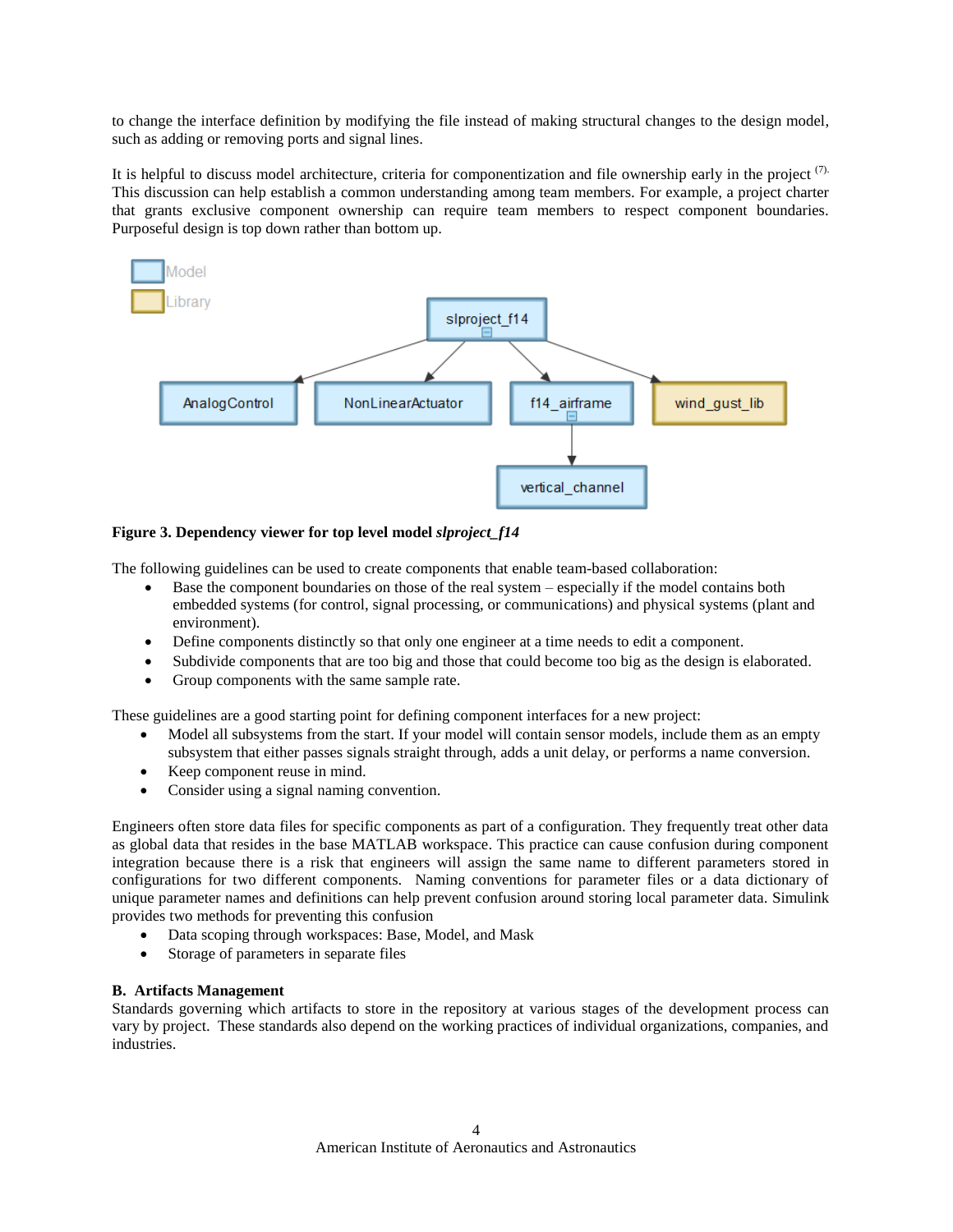to change the interface definition by modifying the file instead of making structural changes to the design model, such as adding or removing ports and signal lines.

It is helpful to discuss model architecture, criteria for componentization and file ownership early in the project [7]. This discussion can help establish a common understanding among team members. For example, a project charter that grants exclusive component ownership can require team members to respect component boundaries. Purposeful design is top down rather than bottom up.

Model
Library
slproject_f14
AnalogControl
NonLinearActuator
f14_airframe
wind_gust_lib
vertical_channel

**Figure 3. Dependency viewer for top level model *slproject_f14***

The following guidelines can be used to create components that enable team-based collaboration:

- Base the component boundaries on those of the real system – especially if the model contains both embedded systems (for control, signal processing, or communications) and physical systems (plant and environment).
- Define components distinctly so that only one engineer at a time needs to edit a component.
- Subdivide components that are too big and those that could become too big as the design is elaborated.
- Group components with the same sample rate.

These guidelines are a good starting point for defining component interfaces for a new project:

- Model all subsystems from the start. If your model will contain sensor models, include them as an empty subsystem that either passes signals straight through, adds a unit delay, or performs a name conversion.
- Keep component reuse in mind.
- Consider using a signal naming convention.

Engineers often store data files for specific components as part of a configuration. They frequently treat other data as global data that resides in the base MATLAB workspace. This practice can cause confusion during component integration because there is a risk that engineers will assign the same name to different parameters stored in configurations for two different components. Naming conventions for parameter files or a data dictionary of unique parameter names and definitions can help prevent confusion around storing local parameter data. Simulink provides two methods for preventing this confusion

- Data scoping through workspaces: Base, Model, and Mask
- Storage of parameters in separate files

### B. Artifacts Management

Standards governing which artifacts to store in the repository at various stages of the development process can vary by project. These standards also depend on the working practices of individual organizations, companies, and industries.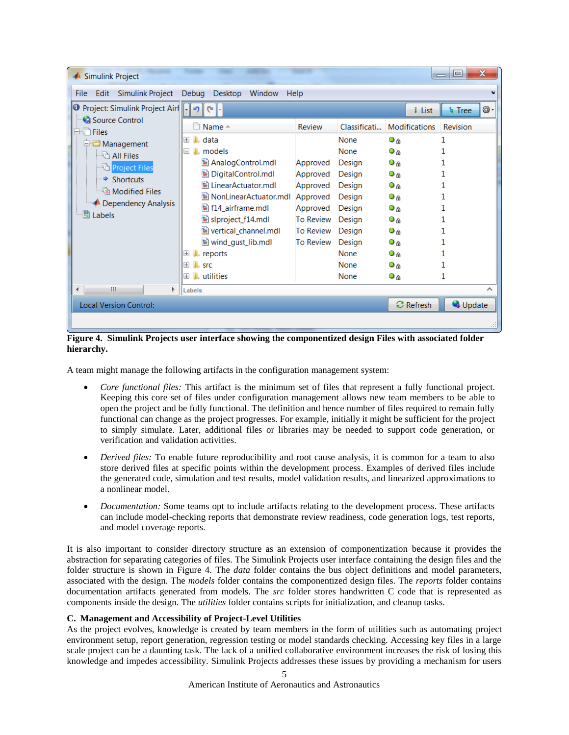**Figure 4. Simulink Projects user interface showing the componentized design Files with associated folder hierarchy.**

A team might manage the following artifacts in the configuration management system:

- *Core functional files:* This artifact is the minimum set of files that represent a fully functional project. Keeping this core set of files under configuration management allows new team members to be able to open the project and be fully functional. The definition and hence number of files required to remain fully functional can change as the project progresses. For example, initially it might be sufficient for the project to simply simulate. Later, additional files or libraries may be needed to support code generation, or verification and validation activities.

- *Derived files:* To enable future reproducibility and root cause analysis, it is common for a team to also store derived files at specific points within the development process. Examples of derived files include the generated code, simulation and test results, model validation results, and linearized approximations to a nonlinear model.

- *Documentation:* Some teams opt to include artifacts relating to the development process. These artifacts can include model-checking reports that demonstrate review readiness, code generation logs, test reports, and model coverage reports.

It is also important to consider directory structure as an extension of componentization because it provides the abstraction for separating categories of files. The Simulink Projects user interface containing the design files and the folder structure is shown in Figure 4. The *data* folder contains the bus object definitions and model parameters, associated with the design. The *models* folder contains the componentized design files. The *reports* folder contains documentation artifacts generated from models. The *src* folder stores handwritten C code that is represented as components inside the design. The *utilities* folder contains scripts for initialization, and cleanup tasks.

### C. Management and Accessibility of Project-Level Utilities

As the project evolves, knowledge is created by team members in the form of utilities such as automating project environment setup, report generation, regression testing or model standards checking. Accessing key files in a large scale project can be a daunting task. The lack of a unified collaborative environment increases the risk of losing this knowledge and impedes accessibility. Simulink Projects addresses these issues by providing a mechanism for users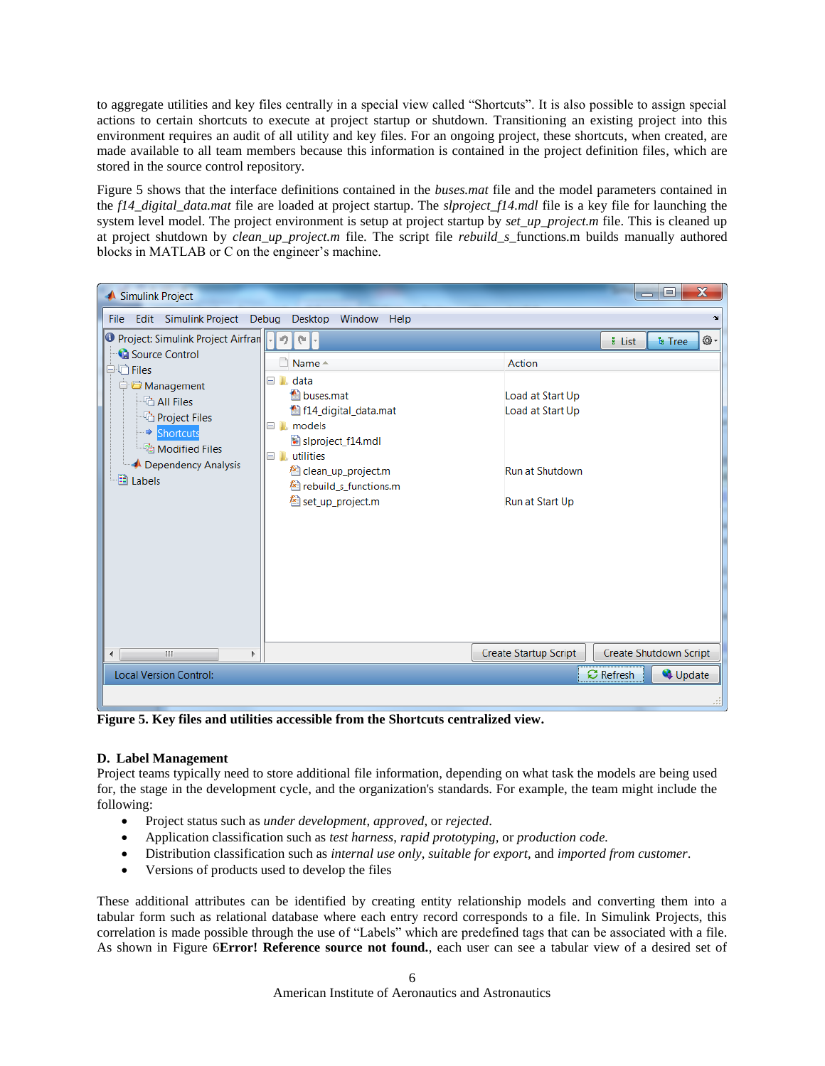to aggregate utilities and key files centrally in a special view called "Shortcuts". It is also possible to assign special actions to certain shortcuts to execute at project startup or shutdown. Transitioning an existing project into this environment requires an audit of all utility and key files. For an ongoing project, these shortcuts, when created, are made available to all team members because this information is contained in the project definition files, which are stored in the source control repository.

Figure 5 shows that the interface definitions contained in the *buses.mat* file and the model parameters contained in the *f14_digital_data.mat* file are loaded at project startup. The *slproject_f14.mdl* file is a key file for launching the system level model. The project environment is setup at project startup by *set_up_project.m* file. This is cleaned up at project shutdown by *clean_up_project.m* file. The script file *rebuild_s_*functions.m builds manually authored blocks in MATLAB or C on the engineer's machine.

**Figure 5. Key files and utilities accessible from the Shortcuts centralized view.**

### D. Label Management

Project teams typically need to store additional file information, depending on what task the models are being used for, the stage in the development cycle, and the organization's standards. For example, the team might include the following:

- Project status such as *under development*, *approved*, or *rejected*.
- Application classification such as *test harness*, *rapid prototyping*, or *production code.*
- Distribution classification such as *internal use only*, *suitable for export*, and *imported from customer*.
- Versions of products used to develop the files

These additional attributes can be identified by creating entity relationship models and converting them into a tabular form such as relational database where each entry record corresponds to a file. In Simulink Projects, this correlation is made possible through the use of "Labels" which are predefined tags that can be associated with a file. As shown in Figure 6**Error! Reference source not found.**, each user can see a tabular view of a desired set of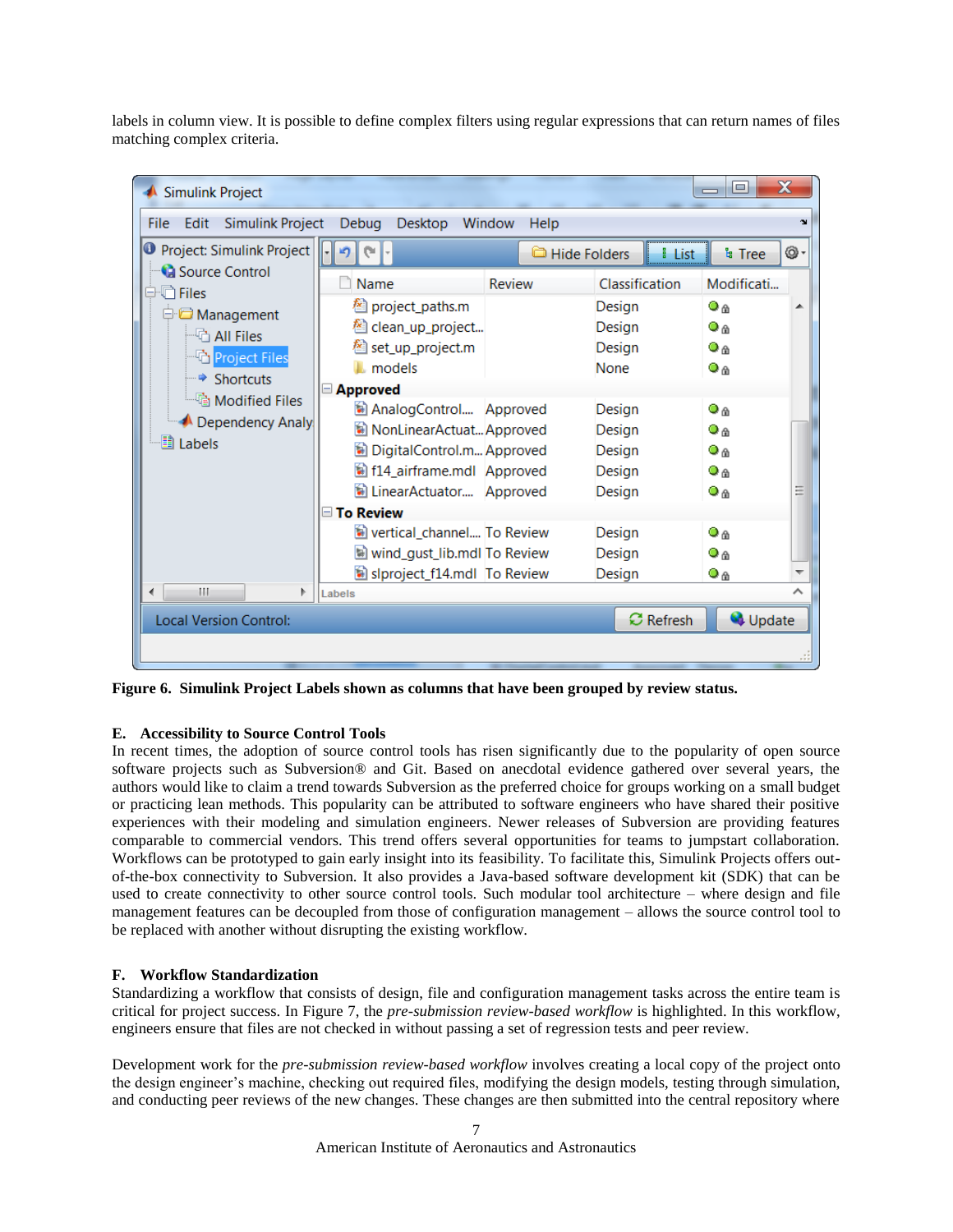labels in column view. It is possible to define complex filters using regular expressions that can return names of files matching complex criteria.

**Figure 6. Simulink Project Labels shown as columns that have been grouped by review status.**

### E. Accessibility to Source Control Tools

In recent times, the adoption of source control tools has risen significantly due to the popularity of open source software projects such as Subversion® and Git. Based on anecdotal evidence gathered over several years, the authors would like to claim a trend towards Subversion as the preferred choice for groups working on a small budget or practicing lean methods. This popularity can be attributed to software engineers who have shared their positive experiences with their modeling and simulation engineers. Newer releases of Subversion are providing features comparable to commercial vendors. This trend offers several opportunities for teams to jumpstart collaboration. Workflows can be prototyped to gain early insight into its feasibility. To facilitate this, Simulink Projects offers out-of-the-box connectivity to Subversion. It also provides a Java-based software development kit (SDK) that can be used to create connectivity to other source control tools. Such modular tool architecture – where design and file management features can be decoupled from those of configuration management – allows the source control tool to be replaced with another without disrupting the existing workflow.

### F. Workflow Standardization

Standardizing a workflow that consists of design, file and configuration management tasks across the entire team is critical for project success. In Figure 7, the *pre-submission review-based workflow* is highlighted. In this workflow, engineers ensure that files are not checked in without passing a set of regression tests and peer review.

Development work for the *pre-submission review-based workflow* involves creating a local copy of the project onto the design engineer's machine, checking out required files, modifying the design models, testing through simulation, and conducting peer reviews of the new changes. These changes are then submitted into the central repository where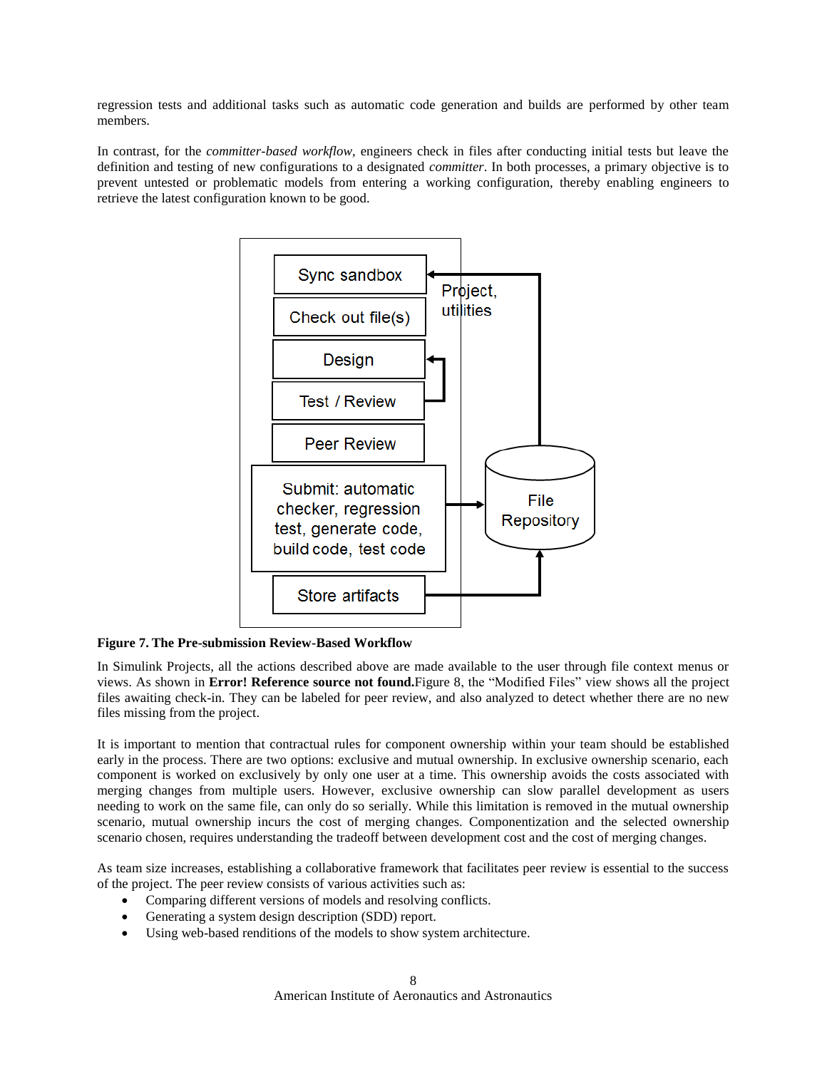regression tests and additional tasks such as automatic code generation and builds are performed by other team members.

In contrast, for the *committer-based workflow,* engineers check in files after conducting initial tests but leave the definition and testing of new configurations to a designated *committer*. In both processes, a primary objective is to prevent untested or problematic models from entering a working configuration, thereby enabling engineers to retrieve the latest configuration known to be good.

**Figure 7. The Pre-submission Review-Based Workflow**

In Simulink Projects, all the actions described above are made available to the user through file context menus or views. As shown in **Error! Reference source not found.**Figure 8, the "Modified Files" view shows all the project files awaiting check-in. They can be labeled for peer review, and also analyzed to detect whether there are no new files missing from the project.

It is important to mention that contractual rules for component ownership within your team should be established early in the process. There are two options: exclusive and mutual ownership. In exclusive ownership scenario, each component is worked on exclusively by only one user at a time. This ownership avoids the costs associated with merging changes from multiple users. However, exclusive ownership can slow parallel development as users needing to work on the same file, can only do so serially. While this limitation is removed in the mutual ownership scenario, mutual ownership incurs the cost of merging changes. Componentization and the selected ownership scenario chosen, requires understanding the tradeoff between development cost and the cost of merging changes.

As team size increases, establishing a collaborative framework that facilitates peer review is essential to the success of the project. The peer review consists of various activities such as:

- Comparing different versions of models and resolving conflicts.
- Generating a system design description (SDD) report.
- Using web-based renditions of the models to show system architecture.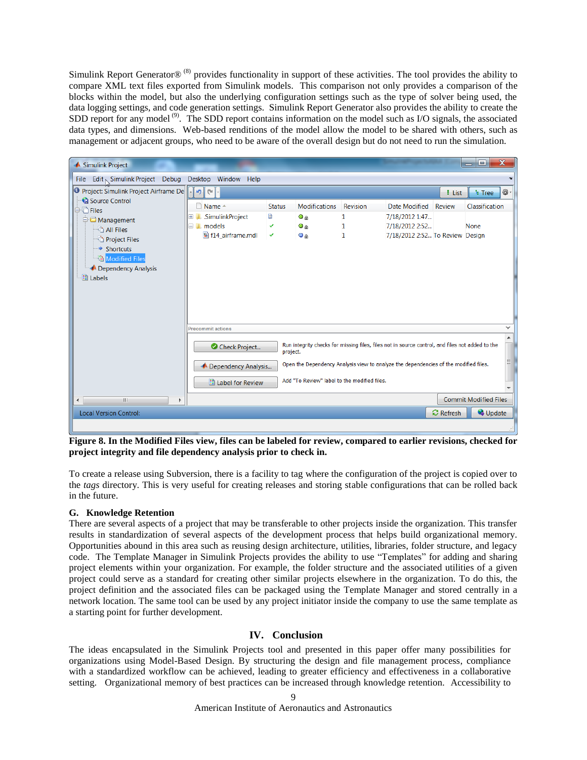Simulink Report Generator® [8] provides functionality in support of these activities. The tool provides the ability to compare XML text files exported from Simulink models. This comparison not only provides a comparison of the blocks within the model, but also the underlying configuration settings such as the type of solver being used, the data logging settings, and code generation settings. Simulink Report Generator also provides the ability to create the SDD report for any model [9]. The SDD report contains information on the model such as I/O signals, the associated data types, and dimensions. Web-based renditions of the model allow the model to be shared with others, such as management or adjacent groups, who need to be aware of the overall design but do not need to run the simulation.

**Figure 8. In the Modified Files view, files can be labeled for review, compared to earlier revisions, checked for project integrity and file dependency analysis prior to check in.**

To create a release using Subversion, there is a facility to tag where the configuration of the project is copied over to the *tags* directory. This is very useful for creating releases and storing stable configurations that can be rolled back in the future.

### G. Knowledge Retention

There are several aspects of a project that may be transferable to other projects inside the organization. This transfer results in standardization of several aspects of the development process that helps build organizational memory. Opportunities abound in this area such as reusing design architecture, utilities, libraries, folder structure, and legacy code. The Template Manager in Simulink Projects provides the ability to use "Templates" for adding and sharing project elements within your organization. For example, the folder structure and the associated utilities of a given project could serve as a standard for creating other similar projects elsewhere in the organization. To do this, the project definition and the associated files can be packaged using the Template Manager and stored centrally in a network location. The same tool can be used by any project initiator inside the company to use the same template as a starting point for further development.

## IV. Conclusion

The ideas encapsulated in the Simulink Projects tool and presented in this paper offer many possibilities for organizations using Model-Based Design. By structuring the design and file management process, compliance with a standardized workflow can be achieved, leading to greater efficiency and effectiveness in a collaborative setting. Organizational memory of best practices can be increased through knowledge retention. Accessibility to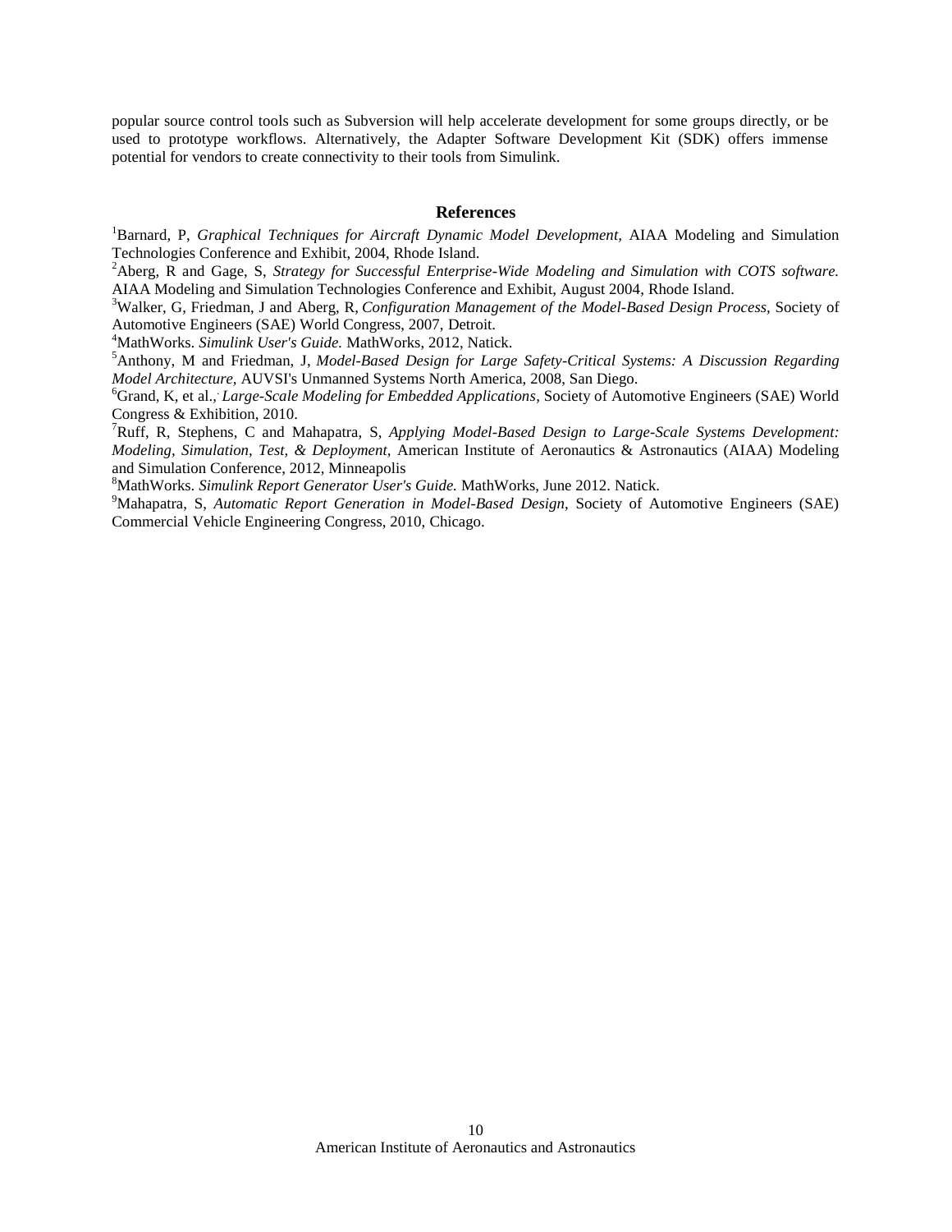popular source control tools such as Subversion will help accelerate development for some groups directly, or be used to prototype workflows. Alternatively, the Adapter Software Development Kit (SDK) offers immense potential for vendors to create connectivity to their tools from Simulink.

## References

[1]Barnard, P, *Graphical Techniques for Aircraft Dynamic Model Development,* AIAA Modeling and Simulation Technologies Conference and Exhibit, 2004, Rhode Island.

[2]Aberg, R and Gage, S, *Strategy for Successful Enterprise-Wide Modeling and Simulation with COTS software.* AIAA Modeling and Simulation Technologies Conference and Exhibit, August 2004, Rhode Island.

[3]Walker, G, Friedman, J and Aberg, R, *Configuration Management of the Model-Based Design Process,* Society of Automotive Engineers (SAE) World Congress, 2007, Detroit.

[4]MathWorks. *Simulink User's Guide.* MathWorks, 2012, Natick.

[5]Anthony, M and Friedman, J, *Model-Based Design for Large Safety-Critical Systems: A Discussion Regarding Model Architecture,* AUVSI's Unmanned Systems North America, 2008, San Diego.

[6]Grand, K, et al., *Large-Scale Modeling for Embedded Applications*, Society of Automotive Engineers (SAE) World Congress & Exhibition, 2010.

[7]Ruff, R, Stephens, C and Mahapatra, S, *Applying Model-Based Design to Large-Scale Systems Development: Modeling, Simulation, Test, & Deployment,* American Institute of Aeronautics & Astronautics (AIAA) Modeling and Simulation Conference, 2012, Minneapolis

[8]MathWorks. *Simulink Report Generator User's Guide.* MathWorks, June 2012. Natick.

[9]Mahapatra, S, *Automatic Report Generation in Model-Based Design,* Society of Automotive Engineers (SAE) Commercial Vehicle Engineering Congress, 2010, Chicago.